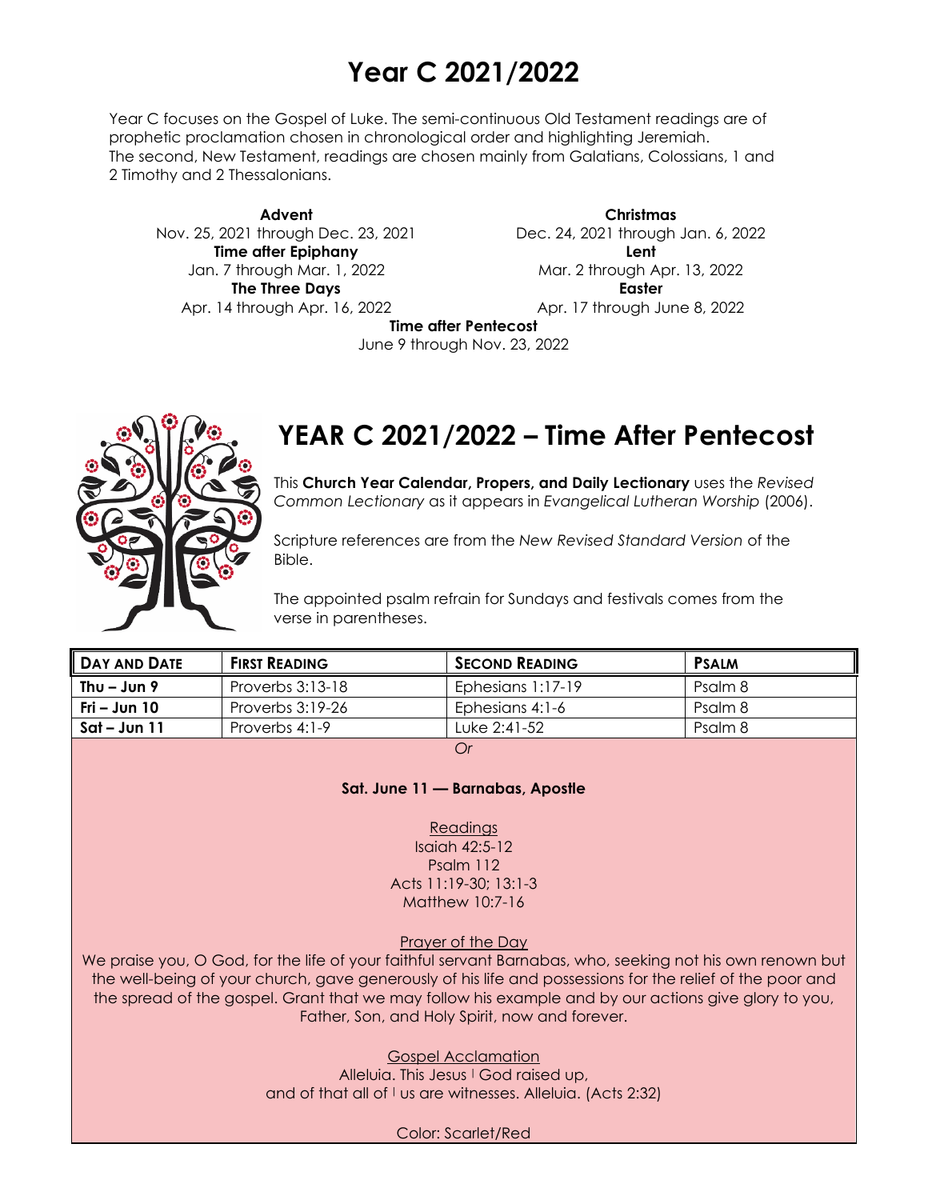# Year C 2021/2022

Year C focuses on the Gospel of Luke. The semi-continuous Old Testament readings are of prophetic proclamation chosen in chronological order and highlighting Jeremiah. The second, New Testament, readings are chosen mainly from Galatians, Colossians, 1 and 2 Timothy and 2 Thessalonians.

**Advent**
Nov. 25, 2021 through Dec. 23, 2021

**Christmas**
Dec. 24, 2021 through Jan. 6, 2022

**Time after Epiphany**
Jan. 7 through Mar. 1, 2022

**Lent**
Mar. 2 through Apr. 13, 2022

**The Three Days**
Apr. 14 through Apr. 16, 2022

**Easter**
Apr. 17 through June 8, 2022

**Time after Pentecost**
June 9 through Nov. 23, 2022

# YEAR C 2021/2022 – Time After Pentecost

This **Church Year Calendar, Propers, and Daily Lectionary** uses the *Revised Common Lectionary* as it appears in *Evangelical Lutheran Worship* (2006).

Scripture references are from the *New Revised Standard Version* of the Bible.

The appointed psalm refrain for Sundays and festivals comes from the verse in parentheses.

| DAY AND DATE | FIRST READING | SECOND READING | PSALM |
|---|---|---|---|
| **Thu – Jun 9** | Proverbs 3:13-18 | Ephesians 1:17-19 | Psalm 8 |
| **Fri – Jun 10** | Proverbs 3:19-26 | Ephesians 4:1-6 | Psalm 8 |
| **Sat – Jun 11** | Proverbs 4:1-9 | Luke 2:41-52 | Psalm 8 |

*Or*

**Sat. June 11 — Barnabas, Apostle**

Readings
Isaiah 42:5-12
Psalm 112
Acts 11:19-30; 13:1-3
Matthew 10:7-16

Prayer of the Day
We praise you, O God, for the life of your faithful servant Barnabas, who, seeking not his own renown but the well-being of your church, gave generously of his life and possessions for the relief of the poor and the spread of the gospel. Grant that we may follow his example and by our actions give glory to you, Father, Son, and Holy Spirit, now and forever.

Gospel Acclamation
Alleluia. This Jesus | God raised up,
and of that all of | us are witnesses. Alleluia. (Acts 2:32)

Color: Scarlet/Red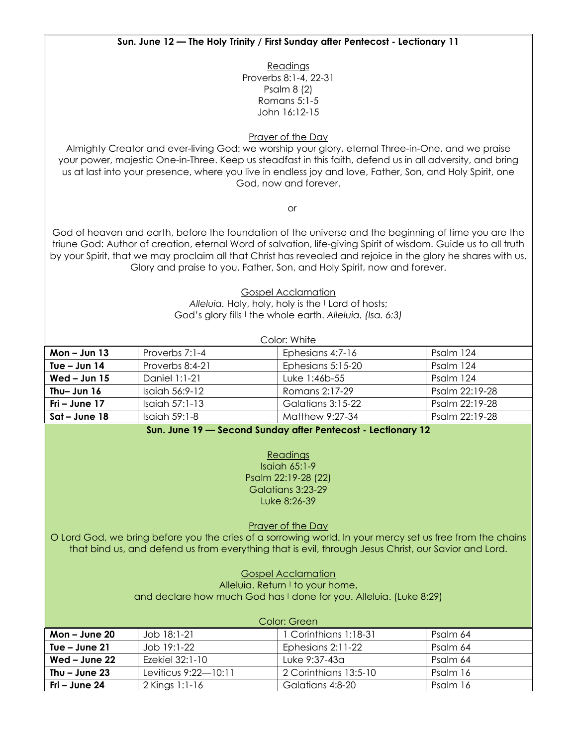**Sun. June 12 — The Holy Trinity / First Sunday after Pentecost - Lectionary 11**

Readings
Proverbs 8:1-4, 22-31
Psalm 8 (2)
Romans 5:1-5
John 16:12-15

Prayer of the Day
Almighty Creator and ever-living God: we worship your glory, eternal Three-in-One, and we praise your power, majestic One-in-Three. Keep us steadfast in this faith, defend us in all adversity, and bring us at last into your presence, where you live in endless joy and love, Father, Son, and Holy Spirit, one God, now and forever.

or

God of heaven and earth, before the foundation of the universe and the beginning of time you are the triune God: Author of creation, eternal Word of salvation, life-giving Spirit of wisdom. Guide us to all truth by your Spirit, that we may proclaim all that Christ has revealed and rejoice in the glory he shares with us. Glory and praise to you, Father, Son, and Holy Spirit, now and forever.

Gospel Acclamation
*Alleluia.* Holy, holy, holy is the | Lord of hosts;
God's glory fills | the whole earth. *Alleluia. (Isa. 6:3)*

Color: White

| | | | |
|---|---|---|---|
| **Mon – Jun 13** | Proverbs 7:1-4 | Ephesians 4:7-16 | Psalm 124 |
| **Tue – Jun 14** | Proverbs 8:4-21 | Ephesians 5:15-20 | Psalm 124 |
| **Wed – Jun 15** | Daniel 1:1-21 | Luke 1:46b-55 | Psalm 124 |
| **Thu– Jun 16** | Isaiah 56:9-12 | Romans 2:17-29 | Psalm 22:19-28 |
| **Fri – June 17** | Isaiah 57:1-13 | Galatians 3:15-22 | Psalm 22:19-28 |
| **Sat – June 18** | Isaiah 59:1-8 | Matthew 9:27-34 | Psalm 22:19-28 |

**Sun. June 19 — Second Sunday after Pentecost - Lectionary 12**

Readings
Isaiah 65:1-9
Psalm 22:19-28 (22)
Galatians 3:23-29
Luke 8:26-39

Prayer of the Day
O Lord God, we bring before you the cries of a sorrowing world. In your mercy set us free from the chains that bind us, and defend us from everything that is evil, through Jesus Christ, our Savior and Lord.

Gospel Acclamation
Alleluia. Return | to your home,
and declare how much God has | done for you. Alleluia. (Luke 8:29)

Color: Green

| | | | |
|---|---|---|---|
| **Mon – June 20** | Job 18:1-21 | 1 Corinthians 1:18-31 | Psalm 64 |
| **Tue – June 21** | Job 19:1-22 | Ephesians 2:11-22 | Psalm 64 |
| **Wed – June 22** | Ezekiel 32:1-10 | Luke 9:37-43a | Psalm 64 |
| **Thu – June 23** | Leviticus 9:22—10:11 | 2 Corinthians 13:5-10 | Psalm 16 |
| **Fri – June 24** | 2 Kings 1:1-16 | Galatians 4:8-20 | Psalm 16 |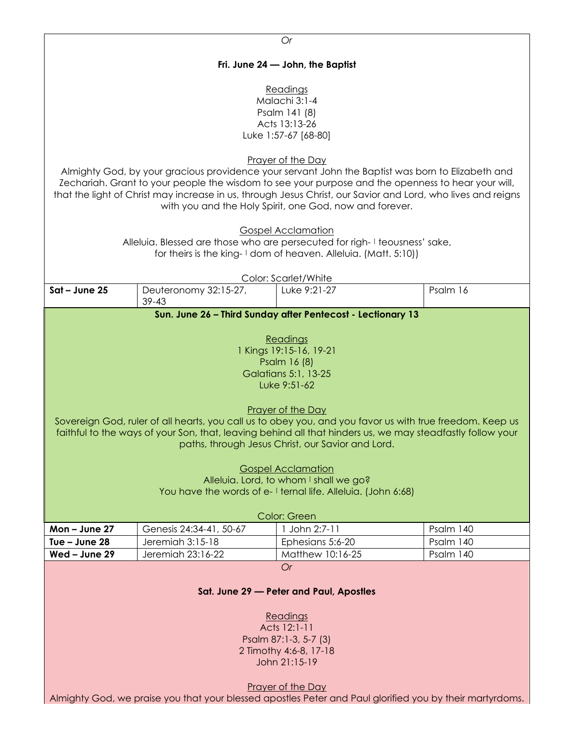*Or*

**Fri. June 24 — John, the Baptist**

Readings
Malachi 3:1-4
Psalm 141 (8)
Acts 13:13-26
Luke 1:57-67 [68-80]

Prayer of the Day
Almighty God, by your gracious providence your servant John the Baptist was born to Elizabeth and Zechariah. Grant to your people the wisdom to see your purpose and the openness to hear your will, that the light of Christ may increase in us, through Jesus Christ, our Savior and Lord, who lives and reigns with you and the Holy Spirit, one God, now and forever.

Gospel Acclamation
Alleluia. Blessed are those who are persecuted for righ- | teousness' sake,
for theirs is the king- | dom of heaven. Alleluia. (Matt. 5:10))

Color: Scarlet/White

| | | | |
|---|---|---|---|
| **Sat – June 25** | Deuteronomy 32:15-27, 39-43 | Luke 9:21-27 | Psalm 16 |

**Sun. June 26 – Third Sunday after Pentecost - Lectionary 13**

Readings
1 Kings 19:15-16, 19-21
Psalm 16 (8)
Galatians 5:1, 13-25
Luke 9:51-62

Prayer of the Day
Sovereign God, ruler of all hearts, you call us to obey you, and you favor us with true freedom. Keep us faithful to the ways of your Son, that, leaving behind all that hinders us, we may steadfastly follow your paths, through Jesus Christ, our Savior and Lord.

Gospel Acclamation
Alleluia. Lord, to whom | shall we go?
You have the words of e- | ternal life. Alleluia. (John 6:68)

Color: Green

| | | | |
|---|---|---|---|
| **Mon – June 27** | Genesis 24:34-41, 50-67 | 1 John 2:7-11 | Psalm 140 |
| **Tue – June 28** | Jeremiah 3:15-18 | Ephesians 5:6-20 | Psalm 140 |
| **Wed – June 29** | Jeremiah 23:16-22 | Matthew 10:16-25 | Psalm 140 |

*Or*

**Sat. June 29 — Peter and Paul, Apostles**

Readings
Acts 12:1-11
Psalm 87:1-3, 5-7 (3)
2 Timothy 4:6-8, 17-18
John 21:15-19

Prayer of the Day
Almighty God, we praise you that your blessed apostles Peter and Paul glorified you by their martyrdoms.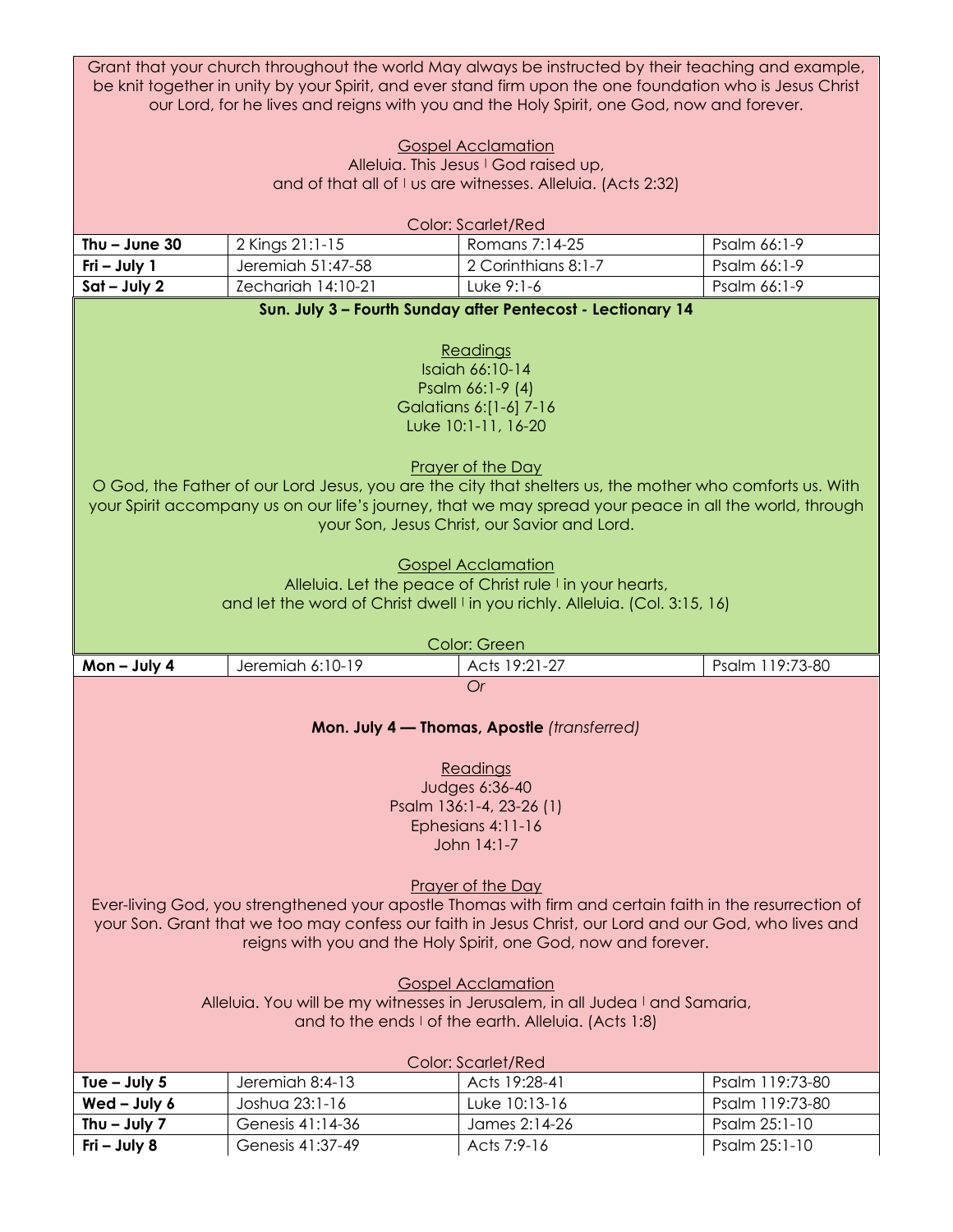Grant that your church throughout the world May always be instructed by their teaching and example, be knit together in unity by your Spirit, and ever stand firm upon the one foundation who is Jesus Christ our Lord, for he lives and reigns with you and the Holy Spirit, one God, now and forever.

Gospel Acclamation

Alleluia. This Jesus ǀ God raised up,
and of that all of ǀ us are witnesses. Alleluia. (Acts 2:32)

Color: Scarlet/Red

| | | | |
|---|---|---|---|
| **Thu – June 30** | 2 Kings 21:1-15 | Romans 7:14-25 | Psalm 66:1-9 |
| **Fri – July 1** | Jeremiah 51:47-58 | 2 Corinthians 8:1-7 | Psalm 66:1-9 |
| **Sat – July 2** | Zechariah 14:10-21 | Luke 9:1-6 | Psalm 66:1-9 |

**Sun. July 3 – Fourth Sunday after Pentecost - Lectionary 14**

Readings

Isaiah 66:10-14
Psalm 66:1-9 (4)
Galatians 6:[1-6] 7-16
Luke 10:1-11, 16-20

Prayer of the Day

O God, the Father of our Lord Jesus, you are the city that shelters us, the mother who comforts us. With your Spirit accompany us on our life's journey, that we may spread your peace in all the world, through your Son, Jesus Christ, our Savior and Lord.

Gospel Acclamation

Alleluia. Let the peace of Christ rule ǀ in your hearts,
and let the word of Christ dwell ǀ in you richly. Alleluia. (Col. 3:15, 16)

Color: Green

| | | | |
|---|---|---|---|
| **Mon – July 4** | Jeremiah 6:10-19 | Acts 19:21-27 | Psalm 119:73-80 |

*Or*

**Mon. July 4 — Thomas, Apostle** *(transferred)*

Readings

Judges 6:36-40
Psalm 136:1-4, 23-26 (1)
Ephesians 4:11-16
John 14:1-7

Prayer of the Day

Ever-living God, you strengthened your apostle Thomas with firm and certain faith in the resurrection of your Son. Grant that we too may confess our faith in Jesus Christ, our Lord and our God, who lives and reigns with you and the Holy Spirit, one God, now and forever.

Gospel Acclamation

Alleluia. You will be my witnesses in Jerusalem, in all Judea ǀ and Samaria,
and to the ends ǀ of the earth. Alleluia. (Acts 1:8)

Color: Scarlet/Red

| | | | |
|---|---|---|---|
| **Tue – July 5** | Jeremiah 8:4-13 | Acts 19:28-41 | Psalm 119:73-80 |
| **Wed – July 6** | Joshua 23:1-16 | Luke 10:13-16 | Psalm 119:73-80 |
| **Thu – July 7** | Genesis 41:14-36 | James 2:14-26 | Psalm 25:1-10 |
| **Fri – July 8** | Genesis 41:37-49 | Acts 7:9-16 | Psalm 25:1-10 |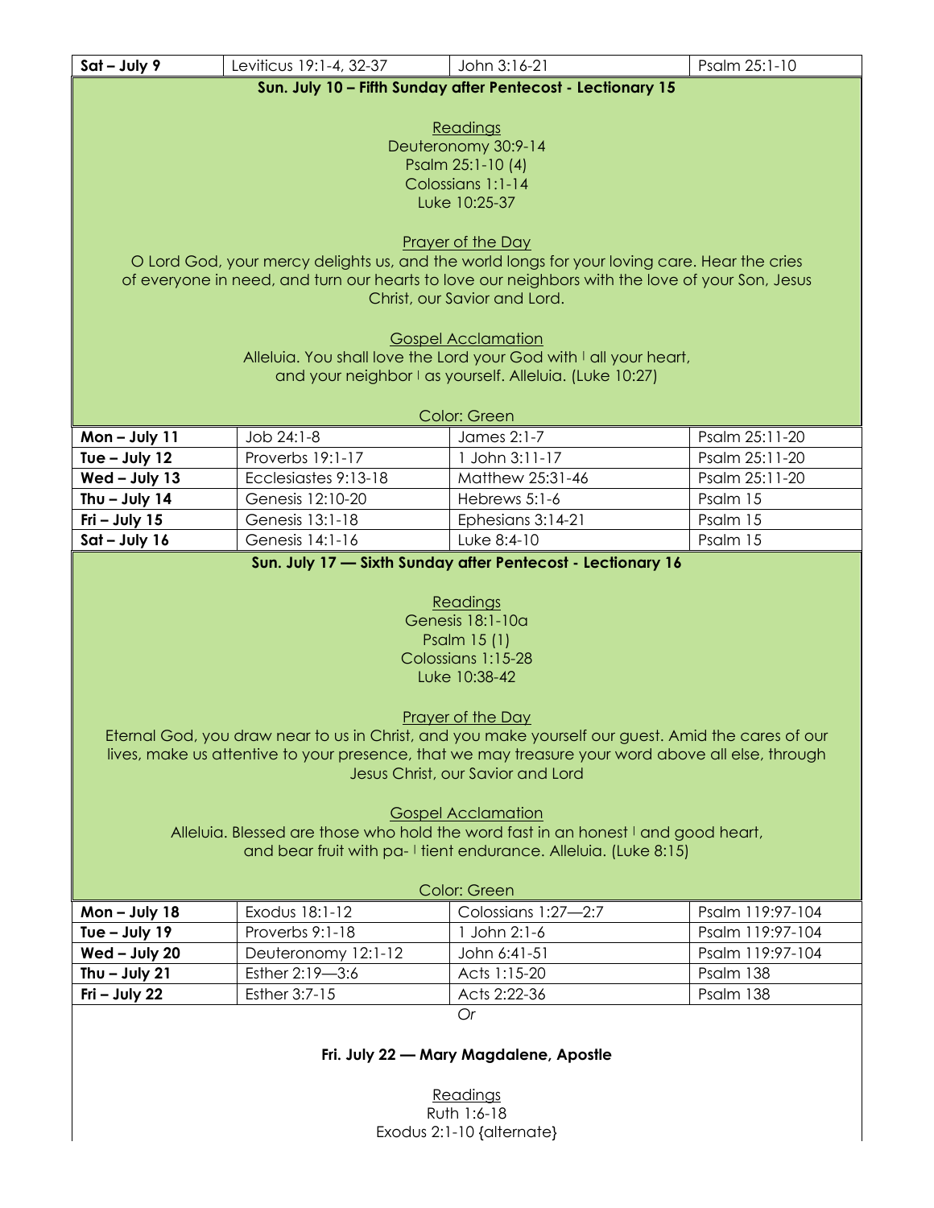| Sat – July 9 | Leviticus 19:1-4, 32-37 | John 3:16-21 | Psalm 25:1-10 |
|---|---|---|---|

**Sun. July 10 – Fifth Sunday after Pentecost - Lectionary 15**

Readings
Deuteronomy 30:9-14
Psalm 25:1-10 (4)
Colossians 1:1-14
Luke 10:25-37

Prayer of the Day
O Lord God, your mercy delights us, and the world longs for your loving care. Hear the cries of everyone in need, and turn our hearts to love our neighbors with the love of your Son, Jesus Christ, our Savior and Lord.

Gospel Acclamation
Alleluia. You shall love the Lord your God with | all your heart,
and your neighbor | as yourself. Alleluia. (Luke 10:27)

Color: Green

| Mon – July 11 | Job 24:1-8 | James 2:1-7 | Psalm 25:11-20 |
|---|---|---|---|
| Tue – July 12 | Proverbs 19:1-17 | 1 John 3:11-17 | Psalm 25:11-20 |
| Wed – July 13 | Ecclesiastes 9:13-18 | Matthew 25:31-46 | Psalm 25:11-20 |
| Thu – July 14 | Genesis 12:10-20 | Hebrews 5:1-6 | Psalm 15 |
| Fri – July 15 | Genesis 13:1-18 | Ephesians 3:14-21 | Psalm 15 |
| Sat – July 16 | Genesis 14:1-16 | Luke 8:4-10 | Psalm 15 |

**Sun. July 17 — Sixth Sunday after Pentecost - Lectionary 16**

Readings
Genesis 18:1-10a
Psalm 15 (1)
Colossians 1:15-28
Luke 10:38-42

Prayer of the Day
Eternal God, you draw near to us in Christ, and you make yourself our guest. Amid the cares of our lives, make us attentive to your presence, that we may treasure your word above all else, through Jesus Christ, our Savior and Lord

Gospel Acclamation
Alleluia. Blessed are those who hold the word fast in an honest | and good heart,
and bear fruit with pa- | tient endurance. Alleluia. (Luke 8:15)

Color: Green

| Mon – July 18 | Exodus 18:1-12 | Colossians 1:27—2:7 | Psalm 119:97-104 |
|---|---|---|---|
| Tue – July 19 | Proverbs 9:1-18 | 1 John 2:1-6 | Psalm 119:97-104 |
| Wed – July 20 | Deuteronomy 12:1-12 | John 6:41-51 | Psalm 119:97-104 |
| Thu – July 21 | Esther 2:19—3:6 | Acts 1:15-20 | Psalm 138 |
| Fri – July 22 | Esther 3:7-15 | Acts 2:22-36 | Psalm 138 |

*Or*

**Fri. July 22 — Mary Magdalene, Apostle**

Readings
Ruth 1:6-18
Exodus 2:1-10 {alternate}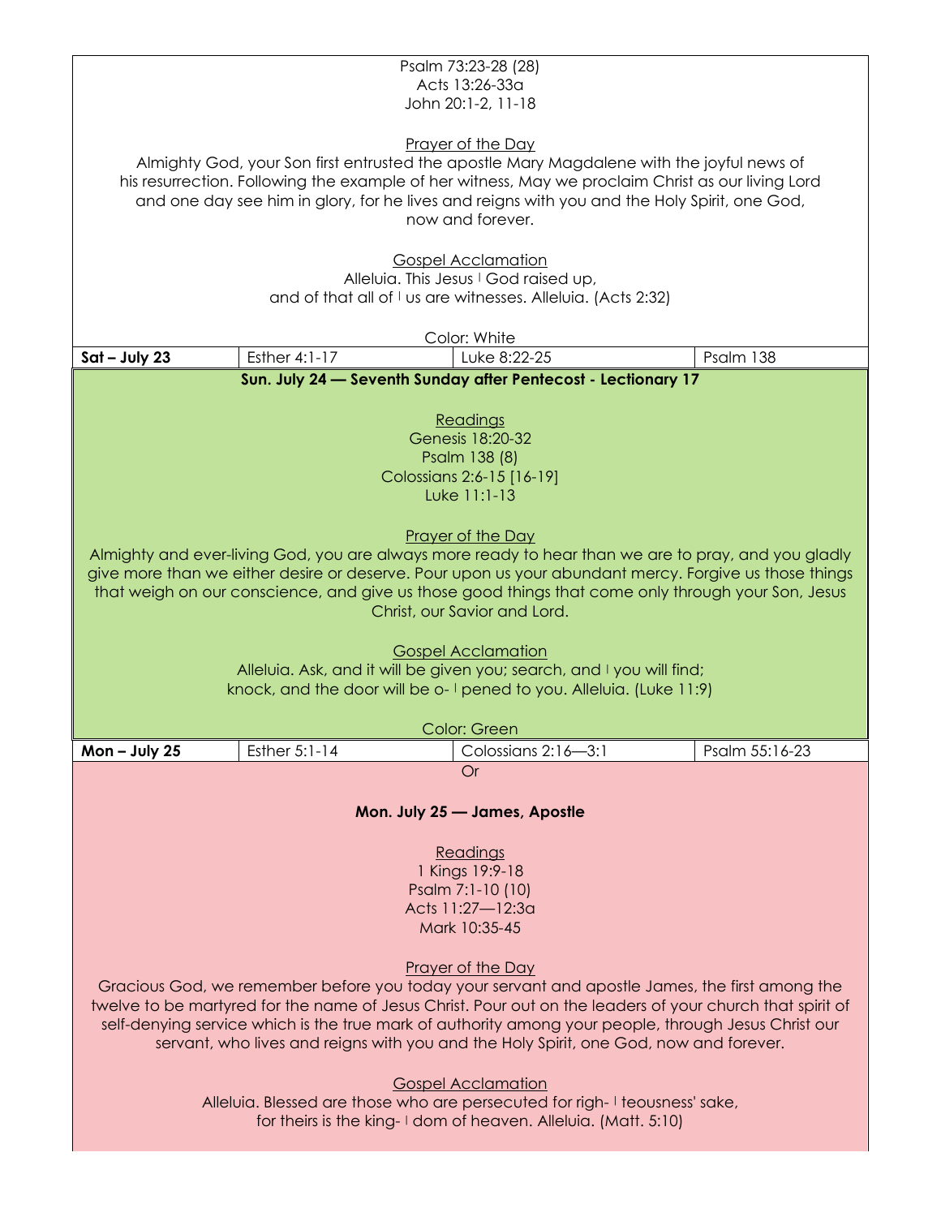Psalm 73:23-28 (28)
Acts 13:26-33a
John 20:1-2, 11-18

Prayer of the Day

Almighty God, your Son first entrusted the apostle Mary Magdalene with the joyful news of his resurrection. Following the example of her witness, May we proclaim Christ as our living Lord and one day see him in glory, for he lives and reigns with you and the Holy Spirit, one God, now and forever.

Gospel Acclamation

Alleluia. This Jesus | God raised up,
and of that all of | us are witnesses. Alleluia. (Acts 2:32)

Color: White

| Sat – July 23 | Esther 4:1-17 | Luke 8:22-25 | Psalm 138 |
|---|---|---|---|

**Sun. July 24 — Seventh Sunday after Pentecost - Lectionary 17**

Readings

Genesis 18:20-32
Psalm 138 (8)
Colossians 2:6-15 [16-19]
Luke 11:1-13

Prayer of the Day

Almighty and ever-living God, you are always more ready to hear than we are to pray, and you gladly give more than we either desire or deserve. Pour upon us your abundant mercy. Forgive us those things that weigh on our conscience, and give us those good things that come only through your Son, Jesus Christ, our Savior and Lord.

Gospel Acclamation

Alleluia. Ask, and it will be given you; search, and | you will find;
knock, and the door will be o- | pened to you. Alleluia. (Luke 11:9)

Color: Green

| Mon – July 25 | Esther 5:1-14 | Colossians 2:16—3:1 | Psalm 55:16-23 |
|---|---|---|---|

Or

**Mon. July 25 — James, Apostle**

Readings

1 Kings 19:9-18
Psalm 7:1-10 (10)
Acts 11:27—12:3a
Mark 10:35-45

Prayer of the Day

Gracious God, we remember before you today your servant and apostle James, the first among the twelve to be martyred for the name of Jesus Christ. Pour out on the leaders of your church that spirit of self-denying service which is the true mark of authority among your people, through Jesus Christ our servant, who lives and reigns with you and the Holy Spirit, one God, now and forever.

Gospel Acclamation

Alleluia. Blessed are those who are persecuted for righ- | teousness' sake,
for theirs is the king- | dom of heaven. Alleluia. (Matt. 5:10)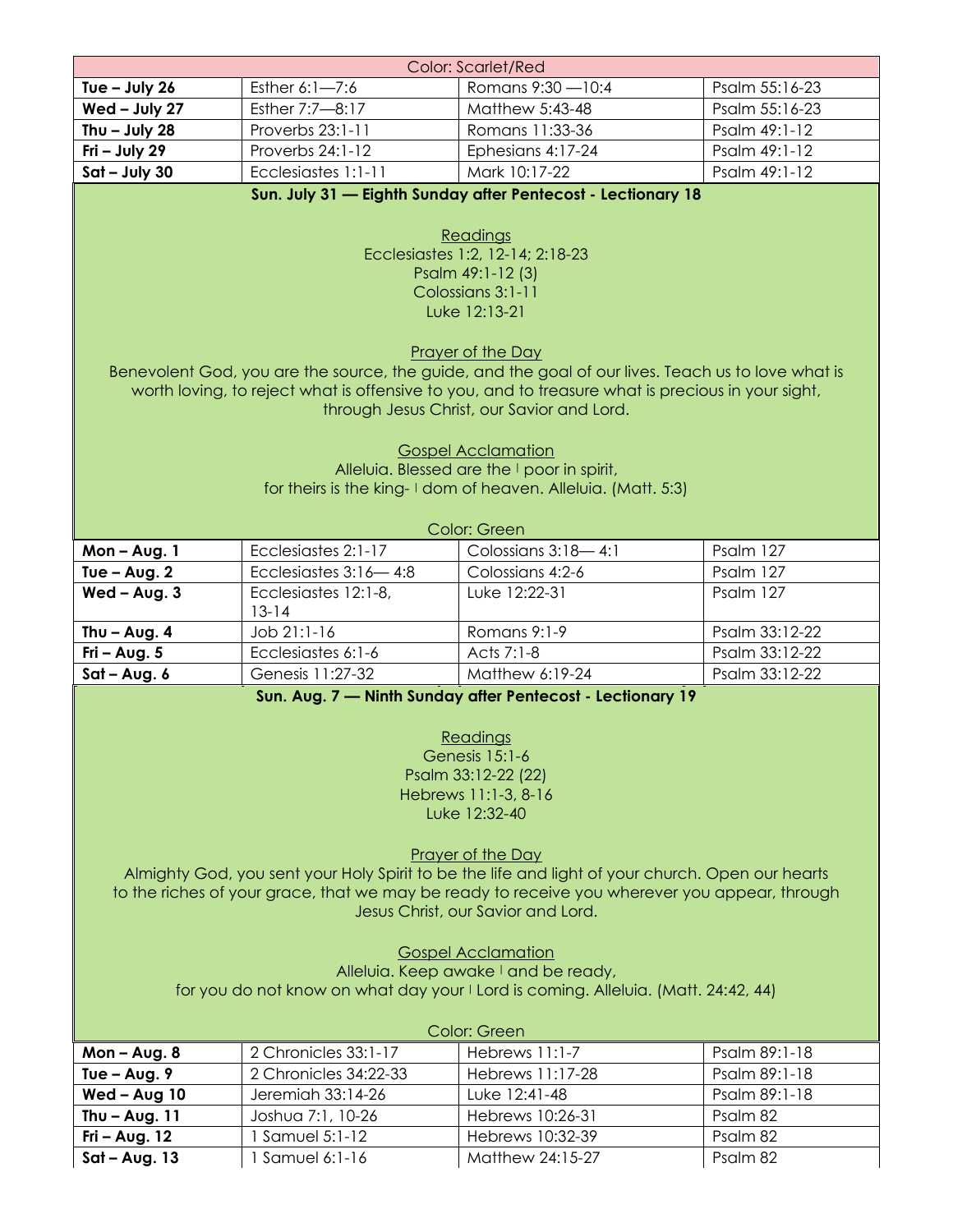Color: Scarlet/Red

| | | | |
|---|---|---|---|
| **Tue – July 26** | Esther 6:1—7:6 | Romans 9:30 —10:4 | Psalm 55:16-23 |
| **Wed – July 27** | Esther 7:7—8:17 | Matthew 5:43-48 | Psalm 55:16-23 |
| **Thu – July 28** | Proverbs 23:1-11 | Romans 11:33-36 | Psalm 49:1-12 |
| **Fri – July 29** | Proverbs 24:1-12 | Ephesians 4:17-24 | Psalm 49:1-12 |
| **Sat – July 30** | Ecclesiastes 1:1-11 | Mark 10:17-22 | Psalm 49:1-12 |

**Sun. July 31 — Eighth Sunday after Pentecost - Lectionary 18**

Readings

Ecclesiastes 1:2, 12-14; 2:18-23
Psalm 49:1-12 (3)
Colossians 3:1-11
Luke 12:13-21

Prayer of the Day

Benevolent God, you are the source, the guide, and the goal of our lives. Teach us to love what is worth loving, to reject what is offensive to you, and to treasure what is precious in your sight, through Jesus Christ, our Savior and Lord.

Gospel Acclamation

Alleluia. Blessed are the | poor in spirit,
for theirs is the king- | dom of heaven. Alleluia. (Matt. 5:3)

Color: Green

| | | | |
|---|---|---|---|
| **Mon – Aug. 1** | Ecclesiastes 2:1-17 | Colossians 3:18— 4:1 | Psalm 127 |
| **Tue – Aug. 2** | Ecclesiastes 3:16— 4:8 | Colossians 4:2-6 | Psalm 127 |
| **Wed – Aug. 3** | Ecclesiastes 12:1-8, 13-14 | Luke 12:22-31 | Psalm 127 |
| **Thu – Aug. 4** | Job 21:1-16 | Romans 9:1-9 | Psalm 33:12-22 |
| **Fri – Aug. 5** | Ecclesiastes 6:1-6 | Acts 7:1-8 | Psalm 33:12-22 |
| **Sat – Aug. 6** | Genesis 11:27-32 | Matthew 6:19-24 | Psalm 33:12-22 |

**Sun. Aug. 7 — Ninth Sunday after Pentecost - Lectionary 19**

Readings

Genesis 15:1-6
Psalm 33:12-22 (22)
Hebrews 11:1-3, 8-16
Luke 12:32-40

Prayer of the Day

Almighty God, you sent your Holy Spirit to be the life and light of your church. Open our hearts to the riches of your grace, that we may be ready to receive you wherever you appear, through Jesus Christ, our Savior and Lord.

Gospel Acclamation

Alleluia. Keep awake | and be ready,
for you do not know on what day your | Lord is coming. Alleluia. (Matt. 24:42, 44)

Color: Green

| | | | |
|---|---|---|---|
| **Mon – Aug. 8** | 2 Chronicles 33:1-17 | Hebrews 11:1-7 | Psalm 89:1-18 |
| **Tue – Aug. 9** | 2 Chronicles 34:22-33 | Hebrews 11:17-28 | Psalm 89:1-18 |
| **Wed – Aug 10** | Jeremiah 33:14-26 | Luke 12:41-48 | Psalm 89:1-18 |
| **Thu – Aug. 11** | Joshua 7:1, 10-26 | Hebrews 10:26-31 | Psalm 82 |
| **Fri – Aug. 12** | 1 Samuel 5:1-12 | Hebrews 10:32-39 | Psalm 82 |
| **Sat – Aug. 13** | 1 Samuel 6:1-16 | Matthew 24:15-27 | Psalm 82 |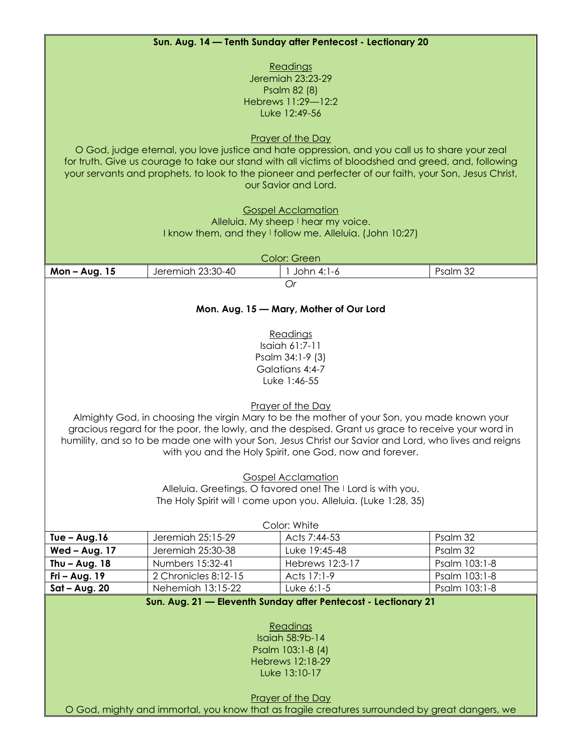**Sun. Aug. 14 — Tenth Sunday after Pentecost - Lectionary 20**

Readings
Jeremiah 23:23-29
Psalm 82 (8)
Hebrews 11:29—12:2
Luke 12:49-56

Prayer of the Day
O God, judge eternal, you love justice and hate oppression, and you call us to share your zeal for truth. Give us courage to take our stand with all victims of bloodshed and greed, and, following your servants and prophets, to look to the pioneer and perfecter of our faith, your Son, Jesus Christ, our Savior and Lord.

Gospel Acclamation
Alleluia. My sheep | hear my voice.
I know them, and they | follow me. Alleluia. (John 10:27)

Color: Green

| **Mon – Aug. 15** | Jeremiah 23:30-40 | 1 John 4:1-6 | Psalm 32 |
|---|---|---|---|

*Or*

**Mon. Aug. 15 — Mary, Mother of Our Lord**

Readings
Isaiah 61:7-11
Psalm 34:1-9 (3)
Galatians 4:4-7
Luke 1:46-55

Prayer of the Day
Almighty God, in choosing the virgin Mary to be the mother of your Son, you made known your gracious regard for the poor, the lowly, and the despised. Grant us grace to receive your word in humility, and so to be made one with your Son, Jesus Christ our Savior and Lord, who lives and reigns with you and the Holy Spirit, one God, now and forever.

Gospel Acclamation
Alleluia. Greetings, O favored one! The | Lord is with you.
The Holy Spirit will | come upon you. Alleluia. (Luke 1:28, 35)

Color: White

| **Tue – Aug.16** | Jeremiah 25:15-29 | Acts 7:44-53 | Psalm 32 |
|---|---|---|---|
| **Wed – Aug. 17** | Jeremiah 25:30-38 | Luke 19:45-48 | Psalm 32 |
| **Thu – Aug. 18** | Numbers 15:32-41 | Hebrews 12:3-17 | Psalm 103:1-8 |
| **Fri – Aug. 19** | 2 Chronicles 8:12-15 | Acts 17:1-9 | Psalm 103:1-8 |
| **Sat – Aug. 20** | Nehemiah 13:15-22 | Luke 6:1-5 | Psalm 103:1-8 |

**Sun. Aug. 21 — Eleventh Sunday after Pentecost - Lectionary 21**

Readings
Isaiah 58:9b-14
Psalm 103:1-8 (4)
Hebrews 12:18-29
Luke 13:10-17

Prayer of the Day
O God, mighty and immortal, you know that as fragile creatures surrounded by great dangers, we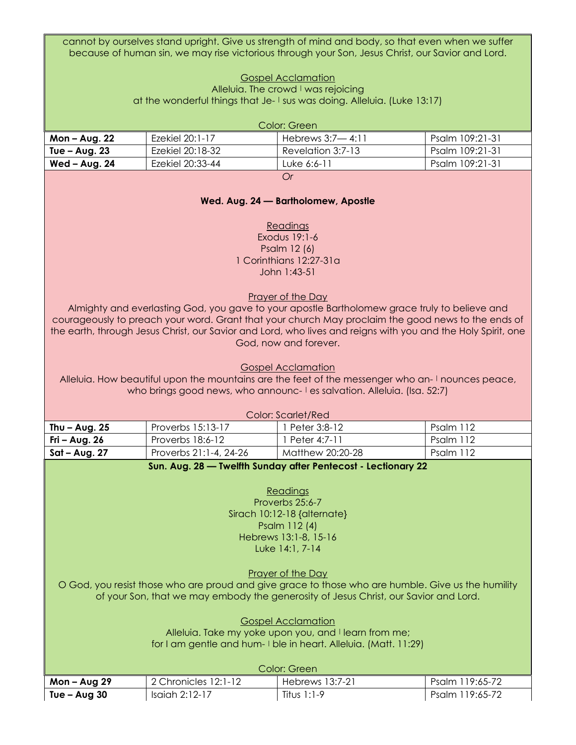cannot by ourselves stand upright. Give us strength of mind and body, so that even when we suffer because of human sin, we may rise victorious through your Son, Jesus Christ, our Savior and Lord.

Gospel Acclamation

Alleluia. The crowd | was rejoicing
at the wonderful things that Je- | sus was doing. Alleluia. (Luke 13:17)

Color: Green

| | | | |
|---|---|---|---|
| **Mon – Aug. 22** | Ezekiel 20:1-17 | Hebrews 3:7— 4:11 | Psalm 109:21-31 |
| **Tue – Aug. 23** | Ezekiel 20:18-32 | Revelation 3:7-13 | Psalm 109:21-31 |
| **Wed – Aug. 24** | Ezekiel 20:33-44 | Luke 6:6-11 | Psalm 109:21-31 |

*Or*

**Wed. Aug. 24 — Bartholomew, Apostle**

Readings

Exodus 19:1-6
Psalm 12 (6)
1 Corinthians 12:27-31a
John 1:43-51

Prayer of the Day

Almighty and everlasting God, you gave to your apostle Bartholomew grace truly to believe and courageously to preach your word. Grant that your church May proclaim the good news to the ends of the earth, through Jesus Christ, our Savior and Lord, who lives and reigns with you and the Holy Spirit, one God, now and forever.

Gospel Acclamation

Alleluia. How beautiful upon the mountains are the feet of the messenger who an- | nounces peace, who brings good news, who announc- | es salvation. Alleluia. (Isa. 52:7)

Color: Scarlet/Red

| | | | |
|---|---|---|---|
| **Thu – Aug. 25** | Proverbs 15:13-17 | 1 Peter 3:8-12 | Psalm 112 |
| **Fri – Aug. 26** | Proverbs 18:6-12 | 1 Peter 4:7-11 | Psalm 112 |
| **Sat – Aug. 27** | Proverbs 21:1-4, 24-26 | Matthew 20:20-28 | Psalm 112 |

**Sun. Aug. 28 — Twelfth Sunday after Pentecost - Lectionary 22**

Readings

Proverbs 25:6-7
Sirach 10:12-18 {alternate}
Psalm 112 (4)
Hebrews 13:1-8, 15-16
Luke 14:1, 7-14

Prayer of the Day

O God, you resist those who are proud and give grace to those who are humble. Give us the humility of your Son, that we may embody the generosity of Jesus Christ, our Savior and Lord.

Gospel Acclamation

Alleluia. Take my yoke upon you, and | learn from me;
for I am gentle and hum- | ble in heart. Alleluia. (Matt. 11:29)

Color: Green

| | | | |
|---|---|---|---|
| **Mon – Aug 29** | 2 Chronicles 12:1-12 | Hebrews 13:7-21 | Psalm 119:65-72 |
| **Tue – Aug 30** | Isaiah 2:12-17 | Titus 1:1-9 | Psalm 119:65-72 |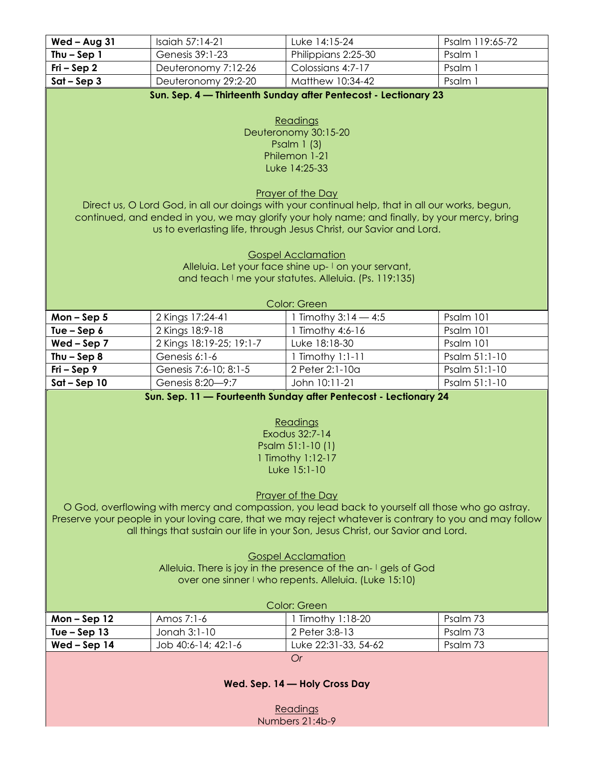| | | | |
|---|---|---|---|
| **Wed – Aug 31** | Isaiah 57:14-21 | Luke 14:15-24 | Psalm 119:65-72 |
| **Thu – Sep 1** | Genesis 39:1-23 | Philippians 2:25-30 | Psalm 1 |
| **Fri – Sep 2** | Deuteronomy 7:12-26 | Colossians 4:7-17 | Psalm 1 |
| **Sat – Sep 3** | Deuteronomy 29:2-20 | Matthew 10:34-42 | Psalm 1 |

**Sun. Sep. 4 — Thirteenth Sunday after Pentecost - Lectionary 23**

Readings
Deuteronomy 30:15-20
Psalm 1 (3)
Philemon 1-21
Luke 14:25-33

Prayer of the Day
Direct us, O Lord God, in all our doings with your continual help, that in all our works, begun, continued, and ended in you, we may glorify your holy name; and finally, by your mercy, bring us to everlasting life, through Jesus Christ, our Savior and Lord.

Gospel Acclamation
Alleluia. Let your face shine up- ǀ on your servant,
and teach ǀ me your statutes. Alleluia. (Ps. 119:135)

Color: Green

| | | | |
|---|---|---|---|
| **Mon – Sep 5** | 2 Kings 17:24-41 | 1 Timothy 3:14 — 4:5 | Psalm 101 |
| **Tue – Sep 6** | 2 Kings 18:9-18 | 1 Timothy 4:6-16 | Psalm 101 |
| **Wed – Sep 7** | 2 Kings 18:19-25; 19:1-7 | Luke 18:18-30 | Psalm 101 |
| **Thu – Sep 8** | Genesis 6:1-6 | 1 Timothy 1:1-11 | Psalm 51:1-10 |
| **Fri – Sep 9** | Genesis 7:6-10; 8:1-5 | 2 Peter 2:1-10a | Psalm 51:1-10 |
| **Sat – Sep 10** | Genesis 8:20—9:7 | John 10:11-21 | Psalm 51:1-10 |

**Sun. Sep. 11 — Fourteenth Sunday after Pentecost - Lectionary 24**

Readings
Exodus 32:7-14
Psalm 51:1-10 (1)
1 Timothy 1:12-17
Luke 15:1-10

Prayer of the Day
O God, overflowing with mercy and compassion, you lead back to yourself all those who go astray. Preserve your people in your loving care, that we may reject whatever is contrary to you and may follow all things that sustain our life in your Son, Jesus Christ, our Savior and Lord.

Gospel Acclamation
Alleluia. There is joy in the presence of the an- ǀ gels of God
over one sinner ǀ who repents. Alleluia. (Luke 15:10)

Color: Green

| | | | |
|---|---|---|---|
| **Mon – Sep 12** | Amos 7:1-6 | 1 Timothy 1:18-20 | Psalm 73 |
| **Tue – Sep 13** | Jonah 3:1-10 | 2 Peter 3:8-13 | Psalm 73 |
| **Wed – Sep 14** | Job 40:6-14; 42:1-6 | Luke 22:31-33, 54-62 | Psalm 73 |

*Or*

**Wed. Sep. 14 — Holy Cross Day**

Readings
Numbers 21:4b-9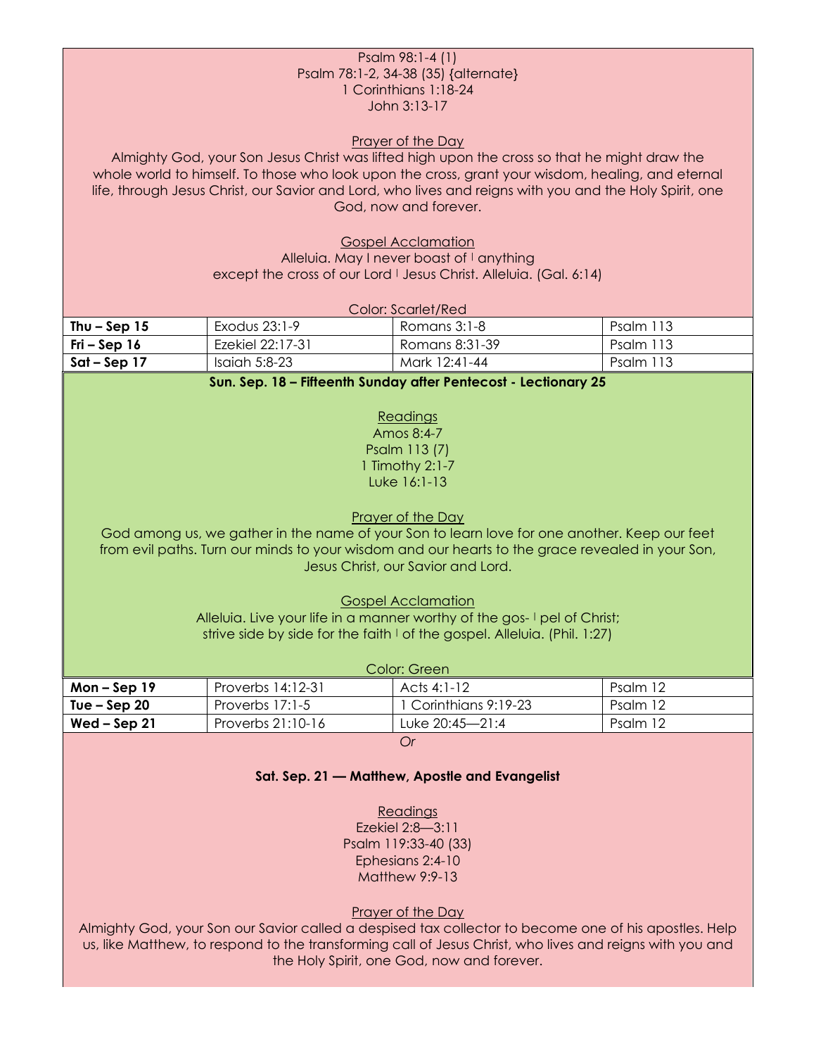Psalm 98:1-4 (1)
Psalm 78:1-2, 34-38 (35) {alternate}
1 Corinthians 1:18-24
John 3:13-17

Prayer of the Day

Almighty God, your Son Jesus Christ was lifted high upon the cross so that he might draw the whole world to himself. To those who look upon the cross, grant your wisdom, healing, and eternal life, through Jesus Christ, our Savior and Lord, who lives and reigns with you and the Holy Spirit, one God, now and forever.

Gospel Acclamation

Alleluia. May I never boast of ǀ anything
except the cross of our Lord ǀ Jesus Christ. Alleluia. (Gal. 6:14)

Color: Scarlet/Red

| **Thu – Sep 15** | Exodus 23:1-9 | Romans 3:1-8 | Psalm 113 |
|---|---|---|---|
| **Fri – Sep 16** | Ezekiel 22:17-31 | Romans 8:31-39 | Psalm 113 |
| **Sat – Sep 17** | Isaiah 5:8-23 | Mark 12:41-44 | Psalm 113 |

**Sun. Sep. 18 – Fifteenth Sunday after Pentecost - Lectionary 25**

Readings

Amos 8:4-7
Psalm 113 (7)
1 Timothy 2:1-7
Luke 16:1-13

Prayer of the Day

God among us, we gather in the name of your Son to learn love for one another. Keep our feet from evil paths. Turn our minds to your wisdom and our hearts to the grace revealed in your Son, Jesus Christ, our Savior and Lord.

Gospel Acclamation

Alleluia. Live your life in a manner worthy of the gos- ǀ pel of Christ;
strive side by side for the faith ǀ of the gospel. Alleluia. (Phil. 1:27)

Color: Green

| **Mon – Sep 19** | Proverbs 14:12-31 | Acts 4:1-12 | Psalm 12 |
|---|---|---|---|
| **Tue – Sep 20** | Proverbs 17:1-5 | 1 Corinthians 9:19-23 | Psalm 12 |
| **Wed – Sep 21** | Proverbs 21:10-16 | Luke 20:45—21:4 | Psalm 12 |

*Or*

**Sat. Sep. 21 — Matthew, Apostle and Evangelist**

Readings

Ezekiel 2:8—3:11
Psalm 119:33-40 (33)
Ephesians 2:4-10
Matthew 9:9-13

Prayer of the Day

Almighty God, your Son our Savior called a despised tax collector to become one of his apostles. Help us, like Matthew, to respond to the transforming call of Jesus Christ, who lives and reigns with you and the Holy Spirit, one God, now and forever.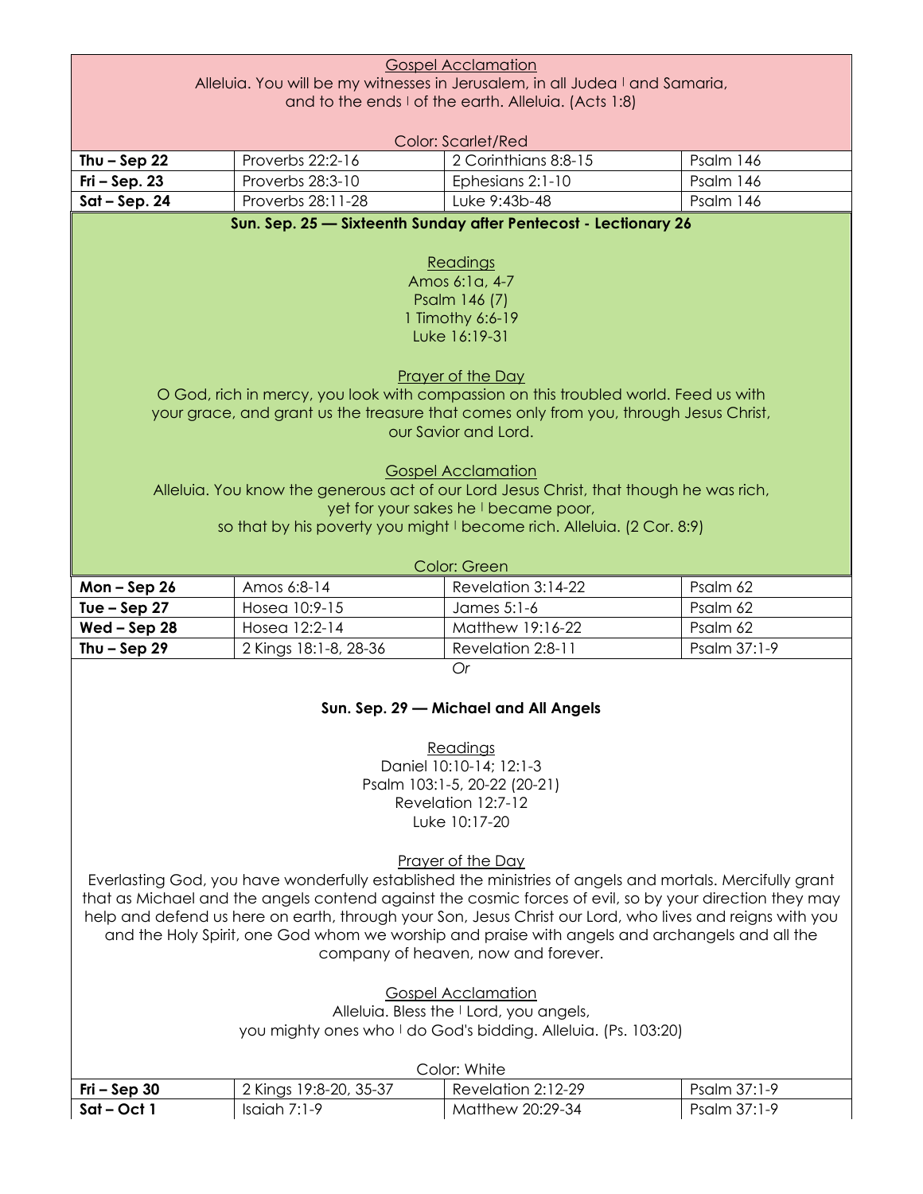Gospel Acclamation

Alleluia. You will be my witnesses in Jerusalem, in all Judea | and Samaria, and to the ends | of the earth. Alleluia. (Acts 1:8)

Color: Scarlet/Red

| | | | |
|---|---|---|---|
| **Thu – Sep 22** | Proverbs 22:2-16 | 2 Corinthians 8:8-15 | Psalm 146 |
| **Fri – Sep. 23** | Proverbs 28:3-10 | Ephesians 2:1-10 | Psalm 146 |
| **Sat – Sep. 24** | Proverbs 28:11-28 | Luke 9:43b-48 | Psalm 146 |

**Sun. Sep. 25 — Sixteenth Sunday after Pentecost - Lectionary 26**

Readings

Amos 6:1a, 4-7
Psalm 146 (7)
1 Timothy 6:6-19
Luke 16:19-31

Prayer of the Day

O God, rich in mercy, you look with compassion on this troubled world. Feed us with your grace, and grant us the treasure that comes only from you, through Jesus Christ, our Savior and Lord.

Gospel Acclamation

Alleluia. You know the generous act of our Lord Jesus Christ, that though he was rich, yet for your sakes he | became poor, so that by his poverty you might | become rich. Alleluia. (2 Cor. 8:9)

Color: Green

| | | | |
|---|---|---|---|
| **Mon – Sep 26** | Amos 6:8-14 | Revelation 3:14-22 | Psalm 62 |
| **Tue – Sep 27** | Hosea 10:9-15 | James 5:1-6 | Psalm 62 |
| **Wed – Sep 28** | Hosea 12:2-14 | Matthew 19:16-22 | Psalm 62 |
| **Thu – Sep 29** | 2 Kings 18:1-8, 28-36 | Revelation 2:8-11 | Psalm 37:1-9 |

*Or*

**Sun. Sep. 29 — Michael and All Angels**

Readings

Daniel 10:10-14; 12:1-3
Psalm 103:1-5, 20-22 (20-21)
Revelation 12:7-12
Luke 10:17-20

Prayer of the Day

Everlasting God, you have wonderfully established the ministries of angels and mortals. Mercifully grant that as Michael and the angels contend against the cosmic forces of evil, so by your direction they may help and defend us here on earth, through your Son, Jesus Christ our Lord, who lives and reigns with you and the Holy Spirit, one God whom we worship and praise with angels and archangels and all the company of heaven, now and forever.

Gospel Acclamation

Alleluia. Bless the | Lord, you angels, you mighty ones who | do God's bidding. Alleluia. (Ps. 103:20)

Color: White

| | | | |
|---|---|---|---|
| **Fri – Sep 30** | 2 Kings 19:8-20, 35-37 | Revelation 2:12-29 | Psalm 37:1-9 |
| **Sat – Oct 1** | Isaiah 7:1-9 | Matthew 20:29-34 | Psalm 37:1-9 |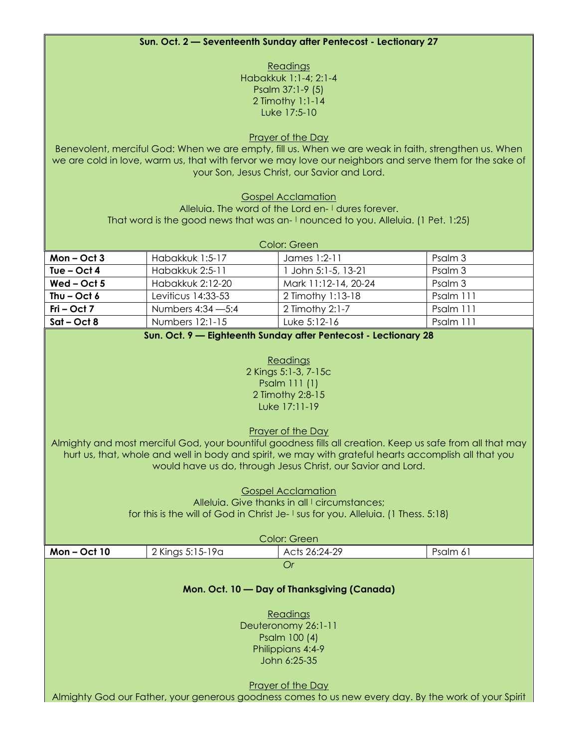**Sun. Oct. 2 — Seventeenth Sunday after Pentecost - Lectionary 27**

Readings
Habakkuk 1:1-4; 2:1-4
Psalm 37:1-9 (5)
2 Timothy 1:1-14
Luke 17:5-10

Prayer of the Day
Benevolent, merciful God: When we are empty, fill us. When we are weak in faith, strengthen us. When we are cold in love, warm us, that with fervor we may love our neighbors and serve them for the sake of your Son, Jesus Christ, our Savior and Lord.

Gospel Acclamation
Alleluia. The word of the Lord en- | dures forever.
That word is the good news that was an- | nounced to you. Alleluia. (1 Pet. 1:25)

Color: Green

| | | | |
|---|---|---|---|
| **Mon – Oct 3** | Habakkuk 1:5-17 | James 1:2-11 | Psalm 3 |
| **Tue – Oct 4** | Habakkuk 2:5-11 | 1 John 5:1-5, 13-21 | Psalm 3 |
| **Wed – Oct 5** | Habakkuk 2:12-20 | Mark 11:12-14, 20-24 | Psalm 3 |
| **Thu – Oct 6** | Leviticus 14:33-53 | 2 Timothy 1:13-18 | Psalm 111 |
| **Fri – Oct 7** | Numbers 4:34 —5:4 | 2 Timothy 2:1-7 | Psalm 111 |
| **Sat – Oct 8** | Numbers 12:1-15 | Luke 5:12-16 | Psalm 111 |

**Sun. Oct. 9 — Eighteenth Sunday after Pentecost - Lectionary 28**

Readings
2 Kings 5:1-3, 7-15c
Psalm 111 (1)
2 Timothy 2:8-15
Luke 17:11-19

Prayer of the Day
Almighty and most merciful God, your bountiful goodness fills all creation. Keep us safe from all that may hurt us, that, whole and well in body and spirit, we may with grateful hearts accomplish all that you would have us do, through Jesus Christ, our Savior and Lord.

Gospel Acclamation
Alleluia. Give thanks in all | circumstances;
for this is the will of God in Christ Je- | sus for you. Alleluia. (1 Thess. 5:18)

Color: Green

| | | | |
|---|---|---|---|
| **Mon – Oct 10** | 2 Kings 5:15-19a | Acts 26:24-29 | Psalm 61 |

*Or*

**Mon. Oct. 10 — Day of Thanksgiving (Canada)**

Readings
Deuteronomy 26:1-11
Psalm 100 (4)
Philippians 4:4-9
John 6:25-35

Prayer of the Day
Almighty God our Father, your generous goodness comes to us new every day. By the work of your Spirit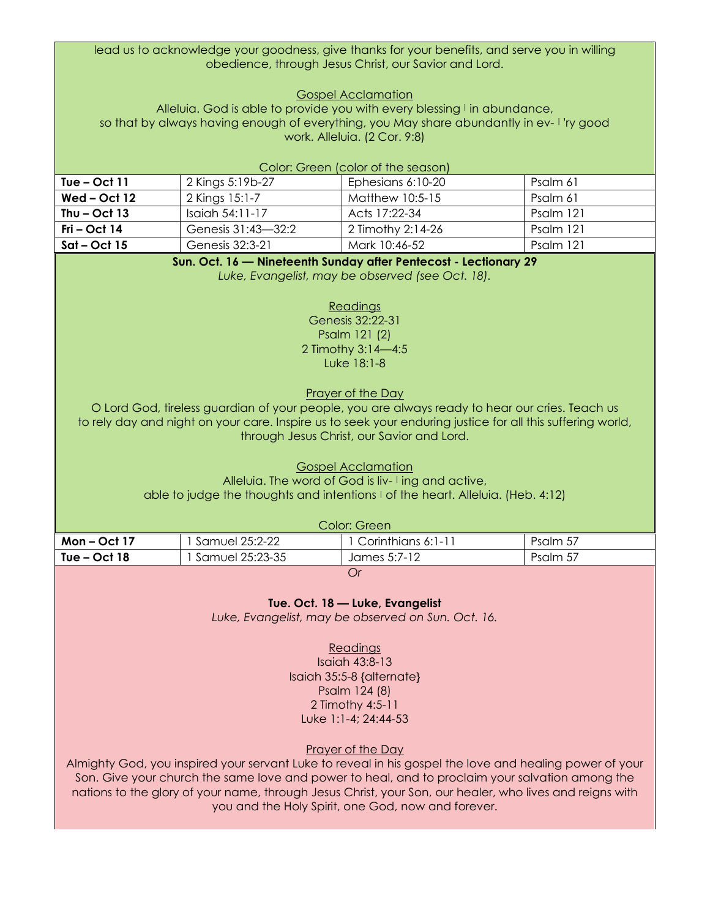lead us to acknowledge your goodness, give thanks for your benefits, and serve you in willing obedience, through Jesus Christ, our Savior and Lord.

Gospel Acclamation

Alleluia. God is able to provide you with every blessing | in abundance,
so that by always having enough of everything, you May share abundantly in ev- | 'ry good work. Alleluia. (2 Cor. 9:8)

Color: Green (color of the season)

| | | | |
|---|---|---|---|
| **Tue – Oct 11** | 2 Kings 5:19b-27 | Ephesians 6:10-20 | Psalm 61 |
| **Wed – Oct 12** | 2 Kings 15:1-7 | Matthew 10:5-15 | Psalm 61 |
| **Thu – Oct 13** | Isaiah 54:11-17 | Acts 17:22-34 | Psalm 121 |
| **Fri – Oct 14** | Genesis 31:43—32:2 | 2 Timothy 2:14-26 | Psalm 121 |
| **Sat – Oct 15** | Genesis 32:3-21 | Mark 10:46-52 | Psalm 121 |

**Sun. Oct. 16 — Nineteenth Sunday after Pentecost - Lectionary 29**

*Luke, Evangelist, may be observed (see Oct. 18).*

Readings

Genesis 32:22-31
Psalm 121 (2)
2 Timothy 3:14—4:5
Luke 18:1-8

Prayer of the Day

O Lord God, tireless guardian of your people, you are always ready to hear our cries. Teach us to rely day and night on your care. Inspire us to seek your enduring justice for all this suffering world, through Jesus Christ, our Savior and Lord.

Gospel Acclamation

Alleluia. The word of God is liv- | ing and active,
able to judge the thoughts and intentions | of the heart. Alleluia. (Heb. 4:12)

Color: Green

| | | | |
|---|---|---|---|
| **Mon – Oct 17** | 1 Samuel 25:2-22 | 1 Corinthians 6:1-11 | Psalm 57 |
| **Tue – Oct 18** | 1 Samuel 25:23-35 | James 5:7-12 | Psalm 57 |

*Or*

**Tue. Oct. 18 — Luke, Evangelist**

*Luke, Evangelist, may be observed on Sun. Oct. 16.*

Readings

Isaiah 43:8-13
Isaiah 35:5-8 {alternate}
Psalm 124 (8)
2 Timothy 4:5-11
Luke 1:1-4; 24:44-53

Prayer of the Day

Almighty God, you inspired your servant Luke to reveal in his gospel the love and healing power of your Son. Give your church the same love and power to heal, and to proclaim your salvation among the nations to the glory of your name, through Jesus Christ, your Son, our healer, who lives and reigns with you and the Holy Spirit, one God, now and forever.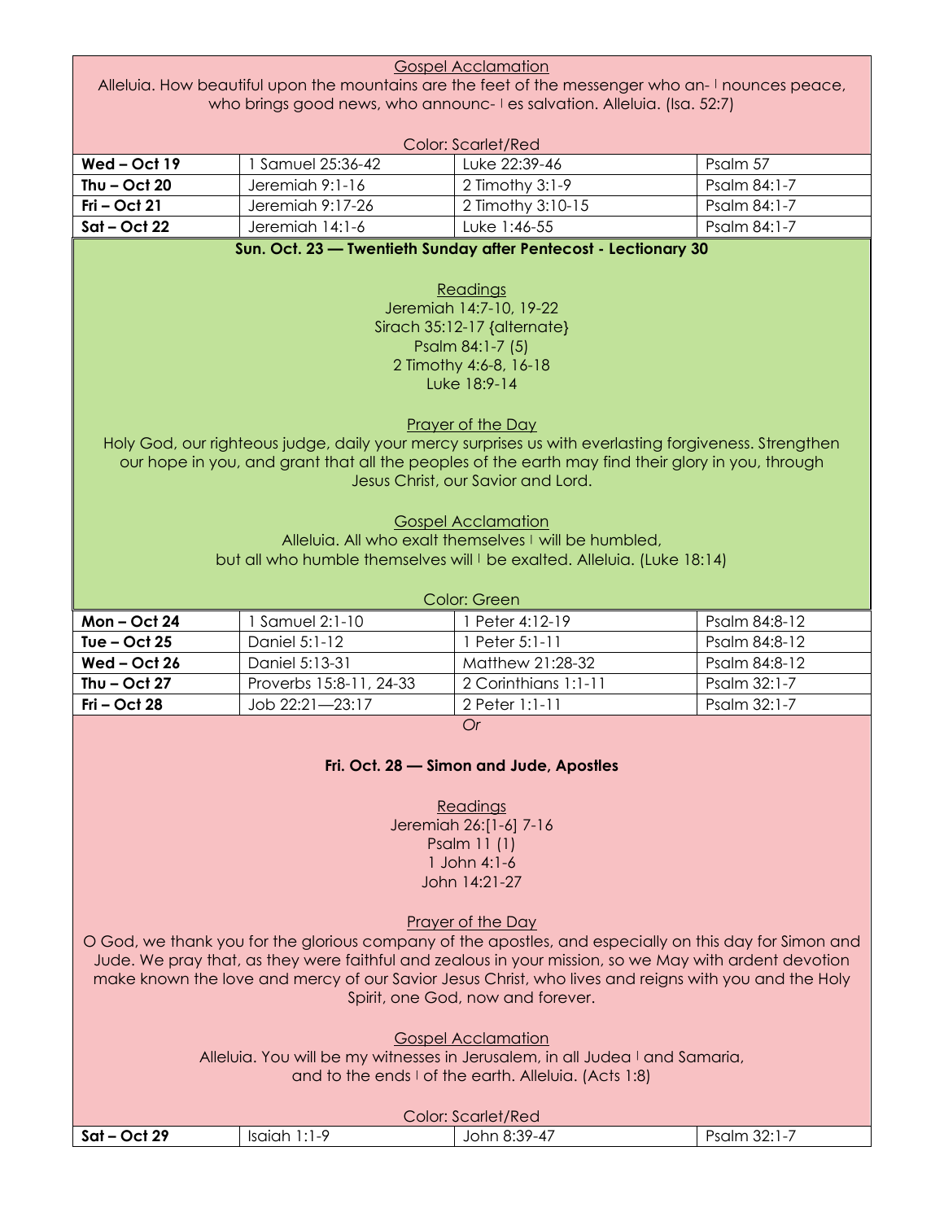Gospel Acclamation

Alleluia. How beautiful upon the mountains are the feet of the messenger who an- ǀ nounces peace, who brings good news, who announc- ǀ es salvation. Alleluia. (Isa. 52:7)

Color: Scarlet/Red

| | | | |
|---|---|---|---|
| **Wed – Oct 19** | 1 Samuel 25:36-42 | Luke 22:39-46 | Psalm 57 |
| **Thu – Oct 20** | Jeremiah 9:1-16 | 2 Timothy 3:1-9 | Psalm 84:1-7 |
| **Fri – Oct 21** | Jeremiah 9:17-26 | 2 Timothy 3:10-15 | Psalm 84:1-7 |
| **Sat – Oct 22** | Jeremiah 14:1-6 | Luke 1:46-55 | Psalm 84:1-7 |

**Sun. Oct. 23 — Twentieth Sunday after Pentecost - Lectionary 30**

Readings

Jeremiah 14:7-10, 19-22
Sirach 35:12-17 {alternate}
Psalm 84:1-7 (5)
2 Timothy 4:6-8, 16-18
Luke 18:9-14

Prayer of the Day

Holy God, our righteous judge, daily your mercy surprises us with everlasting forgiveness. Strengthen our hope in you, and grant that all the peoples of the earth may find their glory in you, through Jesus Christ, our Savior and Lord.

Gospel Acclamation

Alleluia. All who exalt themselves ǀ will be humbled,
but all who humble themselves will ǀ be exalted. Alleluia. (Luke 18:14)

Color: Green

| | | | |
|---|---|---|---|
| **Mon – Oct 24** | 1 Samuel 2:1-10 | 1 Peter 4:12-19 | Psalm 84:8-12 |
| **Tue – Oct 25** | Daniel 5:1-12 | 1 Peter 5:1-11 | Psalm 84:8-12 |
| **Wed – Oct 26** | Daniel 5:13-31 | Matthew 21:28-32 | Psalm 84:8-12 |
| **Thu – Oct 27** | Proverbs 15:8-11, 24-33 | 2 Corinthians 1:1-11 | Psalm 32:1-7 |
| **Fri – Oct 28** | Job 22:21—23:17 | 2 Peter 1:1-11 | Psalm 32:1-7 |

*Or*

**Fri. Oct. 28 — Simon and Jude, Apostles**

Readings

Jeremiah 26:[1-6] 7-16
Psalm 11 (1)
1 John 4:1-6
John 14:21-27

Prayer of the Day

O God, we thank you for the glorious company of the apostles, and especially on this day for Simon and Jude. We pray that, as they were faithful and zealous in your mission, so we May with ardent devotion make known the love and mercy of our Savior Jesus Christ, who lives and reigns with you and the Holy Spirit, one God, now and forever.

Gospel Acclamation

Alleluia. You will be my witnesses in Jerusalem, in all Judea ǀ and Samaria,
and to the ends ǀ of the earth. Alleluia. (Acts 1:8)

Color: Scarlet/Red

| | | | |
|---|---|---|---|
| **Sat – Oct 29** | Isaiah 1:1-9 | John 8:39-47 | Psalm 32:1-7 |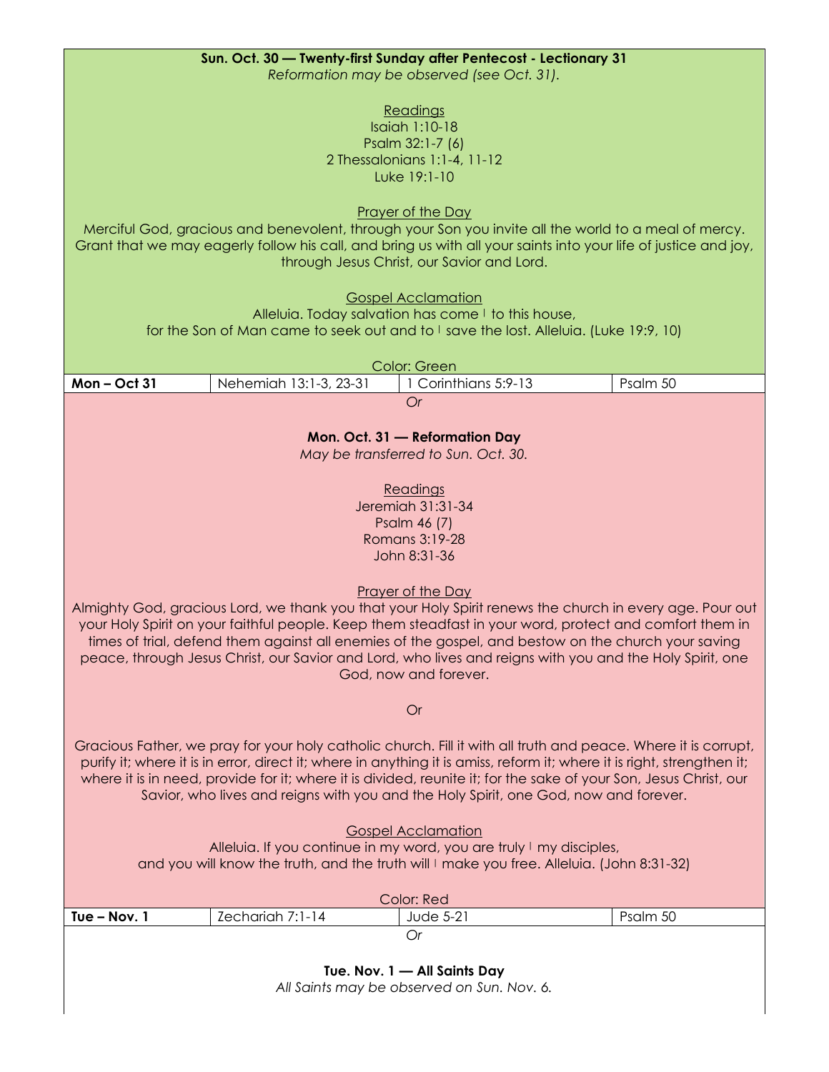**Sun. Oct. 30 — Twenty-first Sunday after Pentecost - Lectionary 31**

*Reformation may be observed (see Oct. 31).*

Readings

Isaiah 1:10-18
Psalm 32:1-7 (6)
2 Thessalonians 1:1-4, 11-12
Luke 19:1-10

Prayer of the Day

Merciful God, gracious and benevolent, through your Son you invite all the world to a meal of mercy. Grant that we may eagerly follow his call, and bring us with all your saints into your life of justice and joy, through Jesus Christ, our Savior and Lord.

Gospel Acclamation

Alleluia. Today salvation has come ǀ to this house,
for the Son of Man came to seek out and to ǀ save the lost. Alleluia. (Luke 19:9, 10)

Color: Green

| **Mon – Oct 31** | Nehemiah 13:1-3, 23-31 | 1 Corinthians 5:9-13 | Psalm 50 |
|---|---|---|---|

*Or*

**Mon. Oct. 31 — Reformation Day**

*May be transferred to Sun. Oct. 30.*

Readings

Jeremiah 31:31-34
Psalm 46 (7)
Romans 3:19-28
John 8:31-36

Prayer of the Day

Almighty God, gracious Lord, we thank you that your Holy Spirit renews the church in every age. Pour out your Holy Spirit on your faithful people. Keep them steadfast in your word, protect and comfort them in times of trial, defend them against all enemies of the gospel, and bestow on the church your saving peace, through Jesus Christ, our Savior and Lord, who lives and reigns with you and the Holy Spirit, one God, now and forever.

Or

Gracious Father, we pray for your holy catholic church. Fill it with all truth and peace. Where it is corrupt, purify it; where it is in error, direct it; where in anything it is amiss, reform it; where it is right, strengthen it; where it is in need, provide for it; where it is divided, reunite it; for the sake of your Son, Jesus Christ, our Savior, who lives and reigns with you and the Holy Spirit, one God, now and forever.

Gospel Acclamation

Alleluia. If you continue in my word, you are truly ǀ my disciples,
and you will know the truth, and the truth will ǀ make you free. Alleluia. (John 8:31-32)

Color: Red

| **Tue – Nov. 1** | Zechariah 7:1-14 | Jude 5-21 | Psalm 50 |
|---|---|---|---|

*Or*

**Tue. Nov. 1 — All Saints Day**

*All Saints may be observed on Sun. Nov. 6.*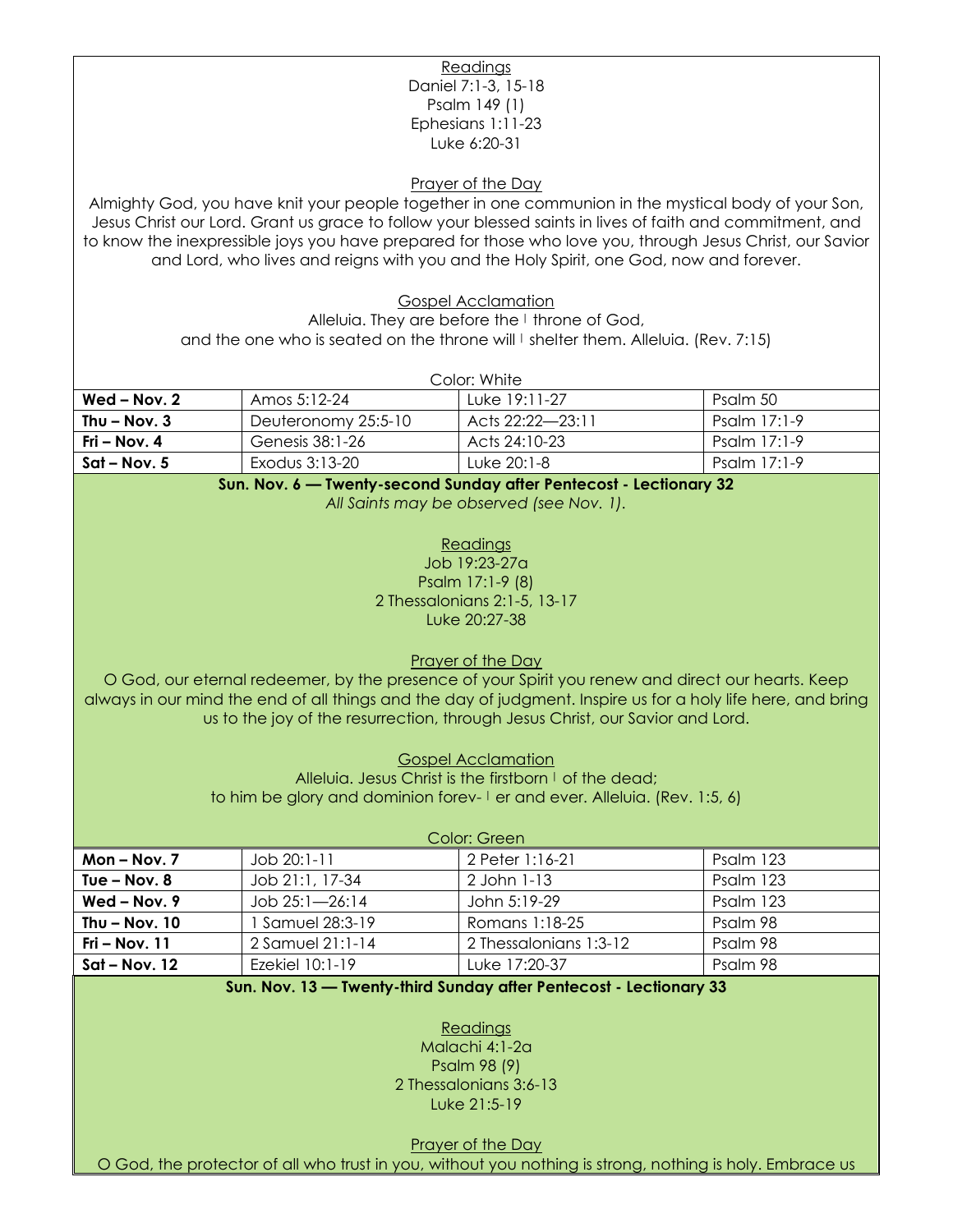Readings

Daniel 7:1-3, 15-18
Psalm 149 (1)
Ephesians 1:11-23
Luke 6:20-31

Prayer of the Day

Almighty God, you have knit your people together in one communion in the mystical body of your Son, Jesus Christ our Lord. Grant us grace to follow your blessed saints in lives of faith and commitment, and to know the inexpressible joys you have prepared for those who love you, through Jesus Christ, our Savior and Lord, who lives and reigns with you and the Holy Spirit, one God, now and forever.

Gospel Acclamation

Alleluia. They are before the ǀ throne of God,
and the one who is seated on the throne will ǀ shelter them. Alleluia. (Rev. 7:15)

Color: White

| | | | |
|---|---|---|---|
| **Wed – Nov. 2** | Amos 5:12-24 | Luke 19:11-27 | Psalm 50 |
| **Thu – Nov. 3** | Deuteronomy 25:5-10 | Acts 22:22—23:11 | Psalm 17:1-9 |
| **Fri – Nov. 4** | Genesis 38:1-26 | Acts 24:10-23 | Psalm 17:1-9 |
| **Sat – Nov. 5** | Exodus 3:13-20 | Luke 20:1-8 | Psalm 17:1-9 |

**Sun. Nov. 6 — Twenty-second Sunday after Pentecost - Lectionary 32**

*All Saints may be observed (see Nov. 1).*

Readings

Job 19:23-27a
Psalm 17:1-9 (8)
2 Thessalonians 2:1-5, 13-17
Luke 20:27-38

Prayer of the Day

O God, our eternal redeemer, by the presence of your Spirit you renew and direct our hearts. Keep always in our mind the end of all things and the day of judgment. Inspire us for a holy life here, and bring us to the joy of the resurrection, through Jesus Christ, our Savior and Lord.

Gospel Acclamation

Alleluia. Jesus Christ is the firstborn ǀ of the dead;
to him be glory and dominion forev- ǀ er and ever. Alleluia. (Rev. 1:5, 6)

Color: Green

| | | | |
|---|---|---|---|
| **Mon – Nov. 7** | Job 20:1-11 | 2 Peter 1:16-21 | Psalm 123 |
| **Tue – Nov. 8** | Job 21:1, 17-34 | 2 John 1-13 | Psalm 123 |
| **Wed – Nov. 9** | Job 25:1—26:14 | John 5:19-29 | Psalm 123 |
| **Thu – Nov. 10** | 1 Samuel 28:3-19 | Romans 1:18-25 | Psalm 98 |
| **Fri – Nov. 11** | 2 Samuel 21:1-14 | 2 Thessalonians 1:3-12 | Psalm 98 |
| **Sat – Nov. 12** | Ezekiel 10:1-19 | Luke 17:20-37 | Psalm 98 |

**Sun. Nov. 13 — Twenty-third Sunday after Pentecost - Lectionary 33**

Readings

Malachi 4:1-2a
Psalm 98 (9)
2 Thessalonians 3:6-13
Luke 21:5-19

Prayer of the Day

O God, the protector of all who trust in you, without you nothing is strong, nothing is holy. Embrace us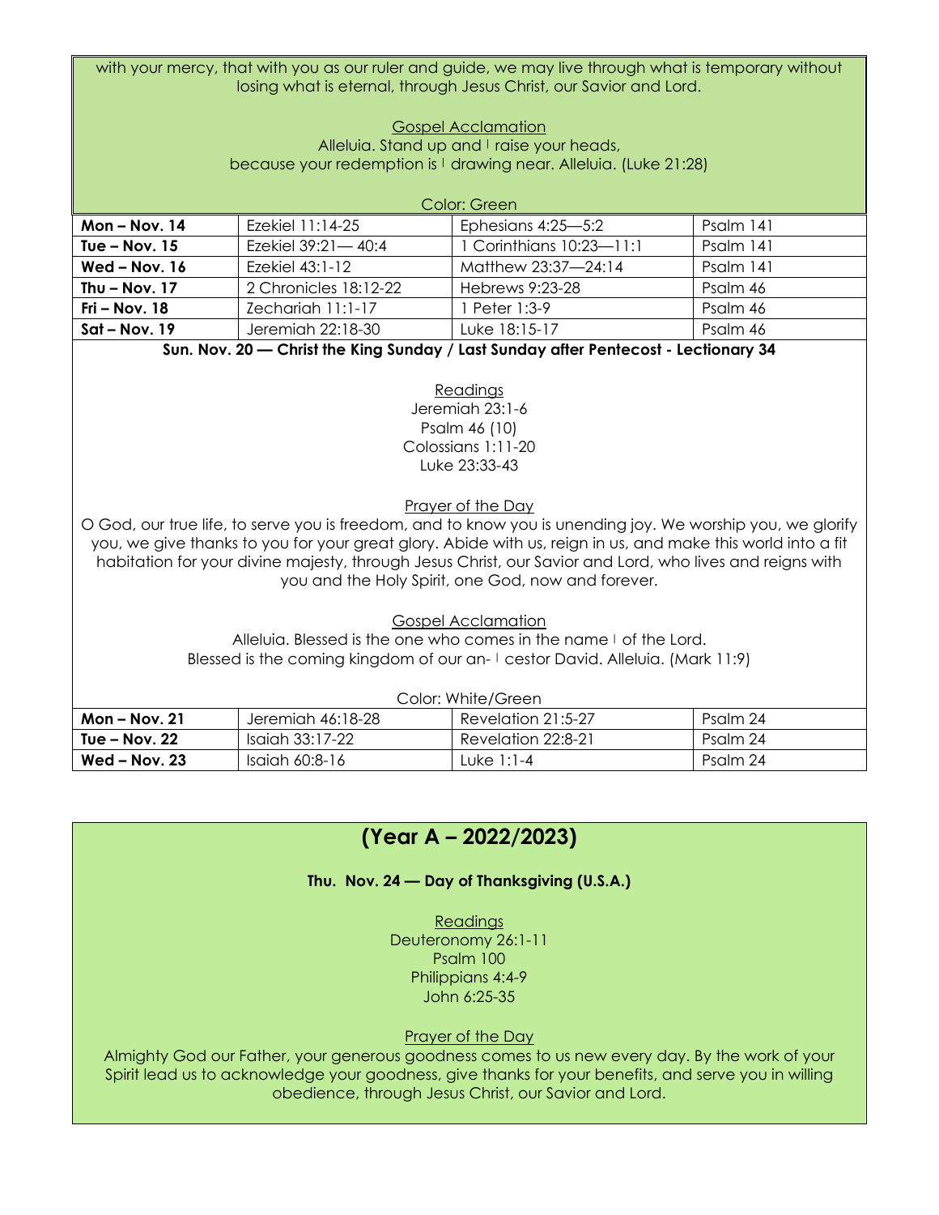with your mercy, that with you as our ruler and guide, we may live through what is temporary without losing what is eternal, through Jesus Christ, our Savior and Lord.

Gospel Acclamation

Alleluia. Stand up and ǀ raise your heads,
because your redemption is ǀ drawing near. Alleluia. (Luke 21:28)

Color: Green

| **Mon – Nov. 14** | Ezekiel 11:14-25 | Ephesians 4:25—5:2 | Psalm 141 |
|---|---|---|---|
| **Tue – Nov. 15** | Ezekiel 39:21— 40:4 | 1 Corinthians 10:23—11:1 | Psalm 141 |
| **Wed – Nov. 16** | Ezekiel 43:1-12 | Matthew 23:37—24:14 | Psalm 141 |
| **Thu – Nov. 17** | 2 Chronicles 18:12-22 | Hebrews 9:23-28 | Psalm 46 |
| **Fri – Nov. 18** | Zechariah 11:1-17 | 1 Peter 1:3-9 | Psalm 46 |
| **Sat – Nov. 19** | Jeremiah 22:18-30 | Luke 18:15-17 | Psalm 46 |

**Sun. Nov. 20 — Christ the King Sunday / Last Sunday after Pentecost - Lectionary 34**

Readings

Jeremiah 23:1-6
Psalm 46 (10)
Colossians 1:11-20
Luke 23:33-43

Prayer of the Day

O God, our true life, to serve you is freedom, and to know you is unending joy. We worship you, we glorify you, we give thanks to you for your great glory. Abide with us, reign in us, and make this world into a fit habitation for your divine majesty, through Jesus Christ, our Savior and Lord, who lives and reigns with you and the Holy Spirit, one God, now and forever.

Gospel Acclamation

Alleluia. Blessed is the one who comes in the name ǀ of the Lord.
Blessed is the coming kingdom of our an- ǀ cestor David. Alleluia. (Mark 11:9)

Color: White/Green

| **Mon – Nov. 21** | Jeremiah 46:18-28 | Revelation 21:5-27 | Psalm 24 |
|---|---|---|---|
| **Tue – Nov. 22** | Isaiah 33:17-22 | Revelation 22:8-21 | Psalm 24 |
| **Wed – Nov. 23** | Isaiah 60:8-16 | Luke 1:1-4 | Psalm 24 |

## (Year A – 2022/2023)

**Thu. Nov. 24 — Day of Thanksgiving (U.S.A.)**

Readings

Deuteronomy 26:1-11
Psalm 100
Philippians 4:4-9
John 6:25-35

Prayer of the Day

Almighty God our Father, your generous goodness comes to us new every day. By the work of your Spirit lead us to acknowledge your goodness, give thanks for your benefits, and serve you in willing obedience, through Jesus Christ, our Savior and Lord.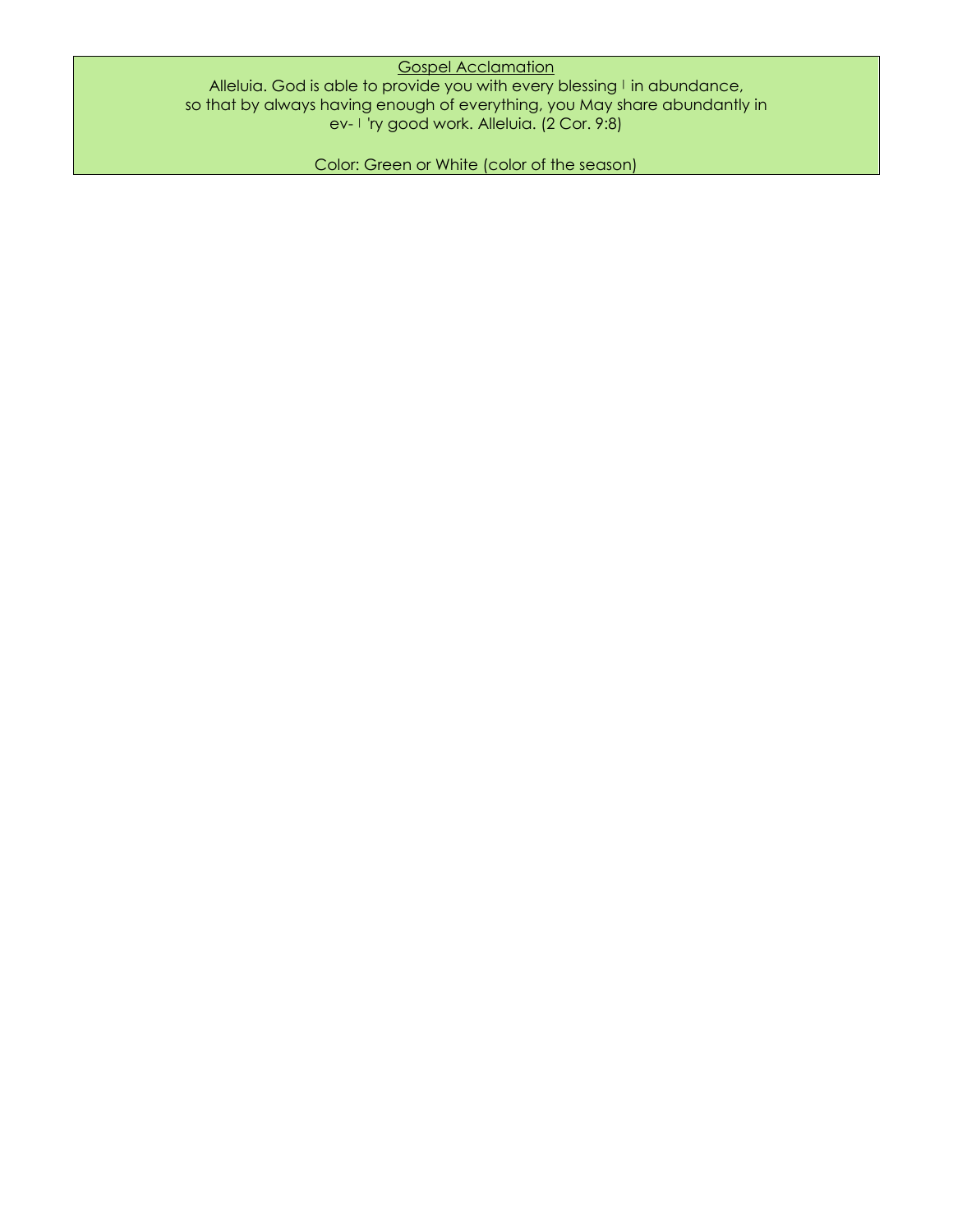<u>Gospel Acclamation</u>

Alleluia. God is able to provide you with every blessing | in abundance,
so that by always having enough of everything, you May share abundantly in
ev- | 'ry good work. Alleluia. (2 Cor. 9:8)

Color: Green or White (color of the season)